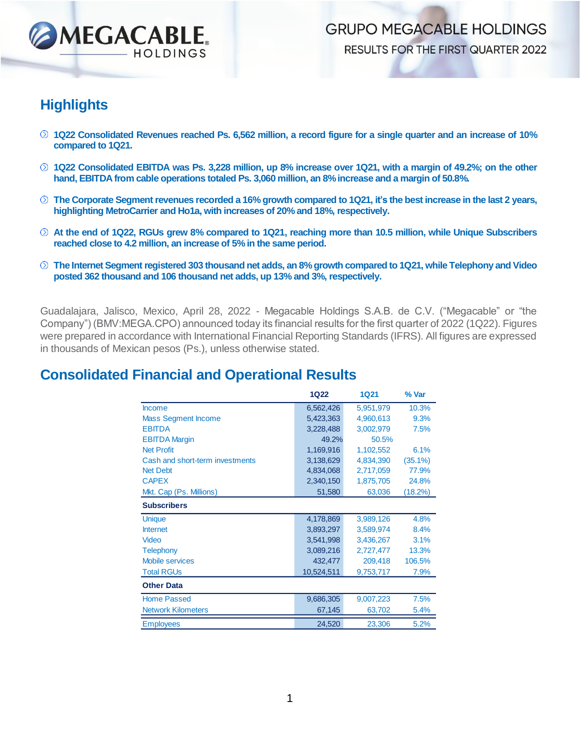# GRUPO MEGACABLE HOLDINGS

RESULTS FOR THE FIRST QUARTER 2022

## Highlights

- **1Q22 Consolidated Revenues reached Ps. 6,562 million, a record figure for a single quarter and an increase of 10% compared to 1Q21.**
- **1Q22 Consolidated EBITDA was Ps. 3,228 million, up 8% increase over 1Q21, with a margin of 49.2%; on the other hand, EBITDA from cable operations totaled Ps. 3,060 million, an 8% increase and a margin of 50.8%.**
- **The Corporate Segment revenues recorded a 16% growth compared to 1Q21, it's the best increase in the last 2 years, highlighting MetroCarrier and Ho1a, with increases of 20% and 18%, respectively.**
- **At the end of 1Q22, RGUs grew 8% compared to 1Q21, reaching more than 10.5 million, while Unique Subscribers reached close to 4.2 million, an increase of 5% in the same period.**
- **The Internet Segment registered 303 thousand net adds, an 8% growth compared to 1Q21, while Telephony and Video posted 362 thousand and 106 thousand net adds, up 13% and 3%, respectively.**

Guadalajara, Jalisco, Mexico, April 28, 2022 - Megacable Holdings S.A.B. de C.V. ("Megacable" or "the Company") (BMV:MEGA.CPO) announced today its financial results for the first quarter of 2022 (1Q22). Figures were prepared in accordance with International Financial Reporting Standards (IFRS). All figures are expressed in thousands of Mexican pesos (Ps.), unless otherwise stated.

## Consolidated Financial and Operational Results

| | 1Q22 | 1Q21 | % Var |
|---|---|---|---|
| Income | 6,562,426 | 5,951,979 | 10.3% |
| Mass Segment Income | 5,423,363 | 4,960,613 | 9.3% |
| EBITDA | 3,228,488 | 3,002,979 | 7.5% |
| EBITDA Margin | 49.2% | 50.5% | |
| Net Profit | 1,169,916 | 1,102,552 | 6.1% |
| Cash and short-term investments | 3,138,629 | 4,834,390 | (35.1%) |
| Net Debt | 4,834,068 | 2,717,059 | 77.9% |
| CAPEX | 2,340,150 | 1,875,705 | 24.8% |
| Mkt. Cap (Ps. Millions) | 51,580 | 63,036 | (18.2%) |
| **Subscribers** | | | |
| Unique | 4,178,869 | 3,989,126 | 4.8% |
| Internet | 3,893,297 | 3,589,974 | 8.4% |
| Video | 3,541,998 | 3,436,267 | 3.1% |
| Telephony | 3,089,216 | 2,727,477 | 13.3% |
| Mobile services | 432,477 | 209,418 | 106.5% |
| Total RGUs | 10,524,511 | 9,753,717 | 7.9% |
| **Other Data** | | | |
| Home Passed | 9,686,305 | 9,007,223 | 7.5% |
| Network Kilometers | 67,145 | 63,702 | 5.4% |
| Employees | 24,520 | 23,306 | 5.2% |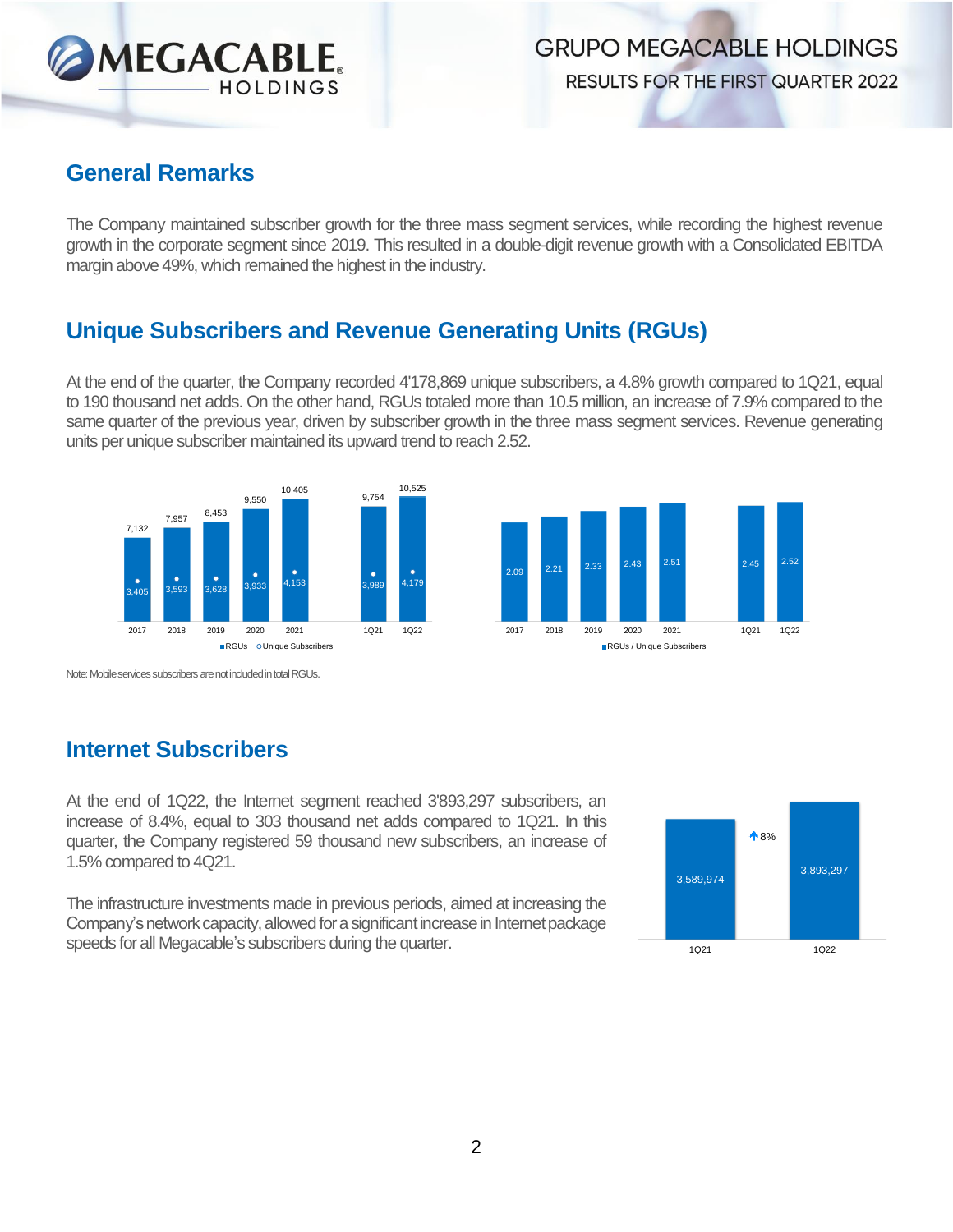## General Remarks

The Company maintained subscriber growth for the three mass segment services, while recording the highest revenue growth in the corporate segment since 2019. This resulted in a double-digit revenue growth with a Consolidated EBITDA margin above 49%, which remained the highest in the industry.

## Unique Subscribers and Revenue Generating Units (RGUs)

At the end of the quarter, the Company recorded 4'178,869 unique subscribers, a 4.8% growth compared to 1Q21, equal to 190 thousand net adds. On the other hand, RGUs totaled more than 10.5 million, an increase of 7.9% compared to the same quarter of the previous year, driven by subscriber growth in the three mass segment services. Revenue generating units per unique subscriber maintained its upward trend to reach 2.52.

| | 2017 | 2018 | 2019 | 2020 | 2021 | 1Q21 | 1Q22 |
|---|---|---|---|---|---|---|---|
| RGUs | 7,132 | 7,957 | 8,453 | 9,550 | 10,405 | 9,754 | 10,525 |
| Unique Subscribers | 3,405 | 3,593 | 3,628 | 3,933 | 4,153 | 3,989 | 4,179 |

| | 2017 | 2018 | 2019 | 2020 | 2021 | 1Q21 | 1Q22 |
|---|---|---|---|---|---|---|---|
| RGUs / Unique Subscribers | 2.09 | 2.21 | 2.33 | 2.43 | 2.51 | 2.45 | 2.52 |

Note: Mobile services subscribers are not included in total RGUs.

## Internet Subscribers

At the end of 1Q22, the Internet segment reached 3'893,297 subscribers, an increase of 8.4%, equal to 303 thousand net adds compared to 1Q21. In this quarter, the Company registered 59 thousand new subscribers, an increase of 1.5% compared to 4Q21.

The infrastructure investments made in previous periods, aimed at increasing the Company's network capacity, allowed for a significant increase in Internet package speeds for all Megacable's subscribers during the quarter.

| | 1Q21 | 1Q22 |
|---|---|---|
| Internet Subscribers | 3,589,974 | 3,893,297 |

↑8%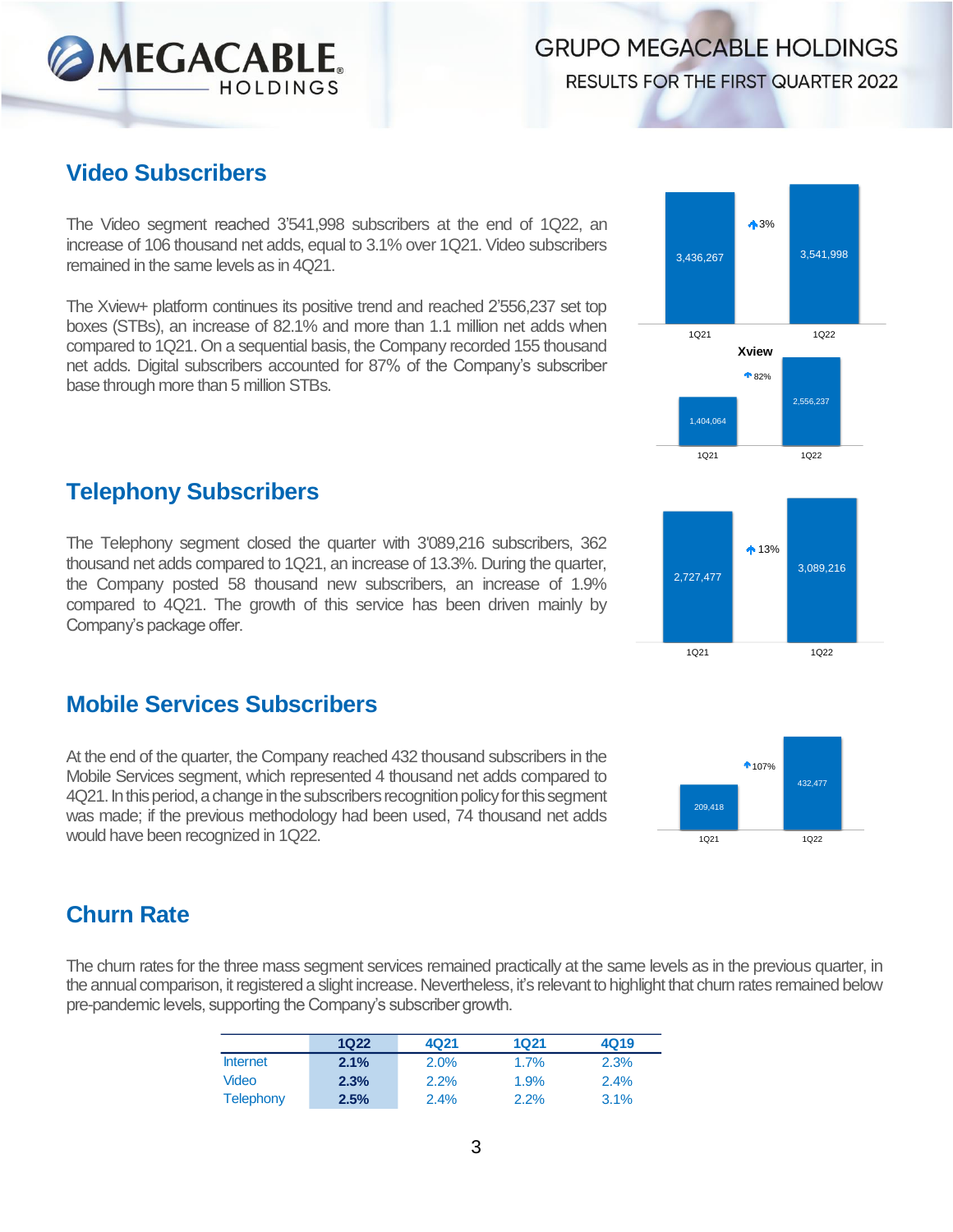## Video Subscribers

The Video segment reached 3'541,998 subscribers at the end of 1Q22, an increase of 106 thousand net adds, equal to 3.1% over 1Q21. Video subscribers remained in the same levels as in 4Q21.

The Xview+ platform continues its positive trend and reached 2'556,237 set top boxes (STBs), an increase of 82.1% and more than 1.1 million net adds when compared to 1Q21. On a sequential basis, the Company recorded 155 thousand net adds. Digital subscribers accounted for 87% of the Company's subscriber base through more than 5 million STBs.

| | 1Q21 | 1Q22 | Change |
|---|---|---|---|
| Video | 3,436,267 | 3,541,998 | 3% |
| Xview | 1,404,064 | 2,556,237 | 82% |

## Telephony Subscribers

The Telephony segment closed the quarter with 3'089,216 subscribers, 362 thousand net adds compared to 1Q21, an increase of 13.3%. During the quarter, the Company posted 58 thousand new subscribers, an increase of 1.9% compared to 4Q21. The growth of this service has been driven mainly by Company's package offer.

| | 1Q21 | 1Q22 | Change |
|---|---|---|---|
| Telephony | 2,727,477 | 3,089,216 | 13% |

## Mobile Services Subscribers

At the end of the quarter, the Company reached 432 thousand subscribers in the Mobile Services segment, which represented 4 thousand net adds compared to 4Q21. In this period, a change in the subscribers recognition policy for this segment was made; if the previous methodology had been used, 74 thousand net adds would have been recognized in 1Q22.

| | 1Q21 | 1Q22 | Change |
|---|---|---|---|
| Mobile Services | 209,418 | 432,477 | 107% |

## Churn Rate

The churn rates for the three mass segment services remained practically at the same levels as in the previous quarter, in the annual comparison, it registered a slight increase. Nevertheless, it's relevant to highlight that churn rates remained below pre-pandemic levels, supporting the Company's subscriber growth.

| | 1Q22 | 4Q21 | 1Q21 | 4Q19 |
|---|---|---|---|---|
| Internet | **2.1%** | 2.0% | 1.7% | 2.3% |
| Video | **2.3%** | 2.2% | 1.9% | 2.4% |
| Telephony | **2.5%** | 2.4% | 2.2% | 3.1% |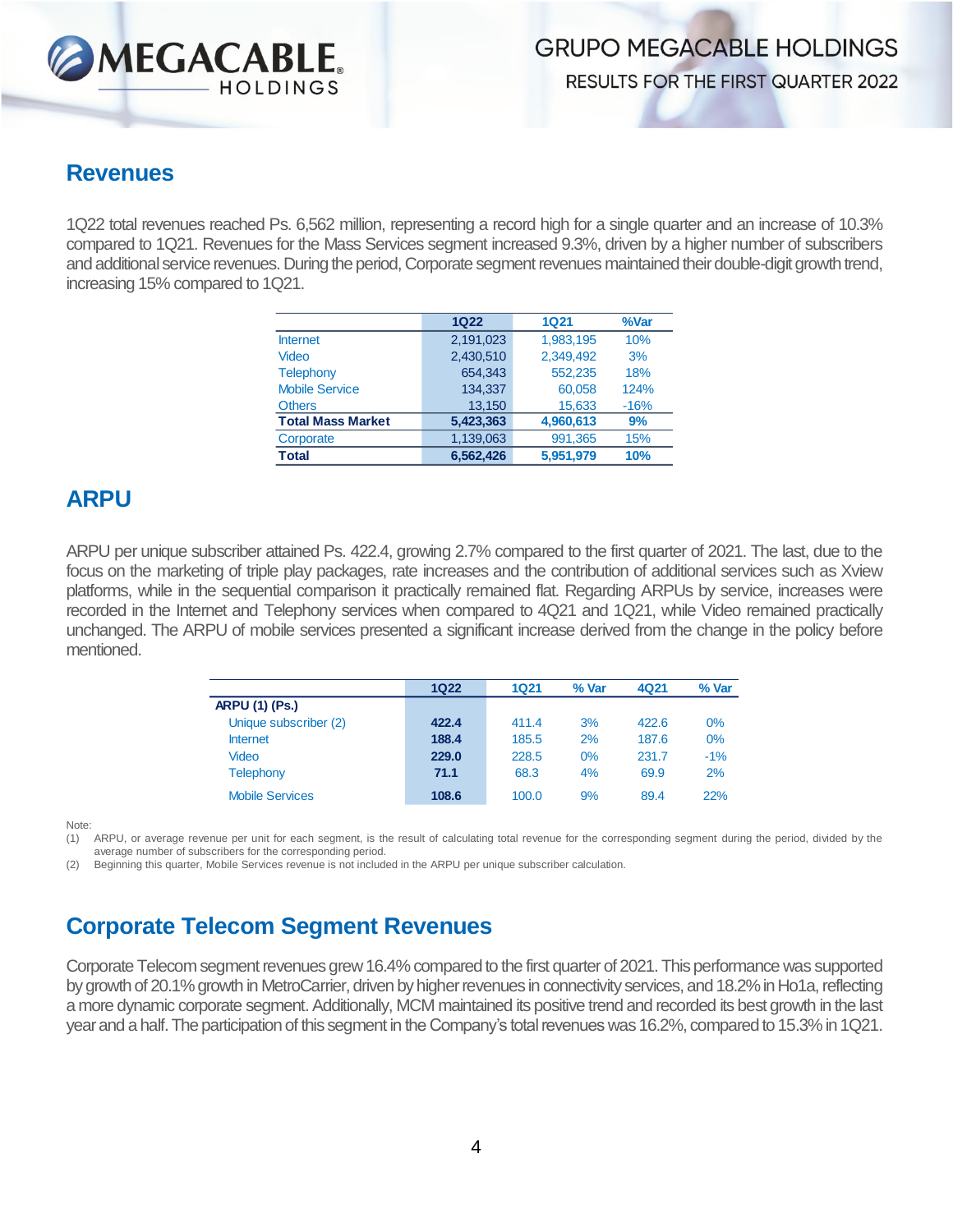## Revenues

1Q22 total revenues reached Ps. 6,562 million, representing a record high for a single quarter and an increase of 10.3% compared to 1Q21. Revenues for the Mass Services segment increased 9.3%, driven by a higher number of subscribers and additional service revenues. During the period, Corporate segment revenues maintained their double-digit growth trend, increasing 15% compared to 1Q21.

| | 1Q22 | 1Q21 | %Var |
|---|---|---|---|
| Internet | 2,191,023 | 1,983,195 | 10% |
| Video | 2,430,510 | 2,349,492 | 3% |
| Telephony | 654,343 | 552,235 | 18% |
| Mobile Service | 134,337 | 60,058 | 124% |
| Others | 13,150 | 15,633 | -16% |
| **Total Mass Market** | **5,423,363** | **4,960,613** | **9%** |
| Corporate | 1,139,063 | 991,365 | 15% |
| **Total** | **6,562,426** | **5,951,979** | **10%** |

## ARPU

ARPU per unique subscriber attained Ps. 422.4, growing 2.7% compared to the first quarter of 2021. The last, due to the focus on the marketing of triple play packages, rate increases and the contribution of additional services such as Xview platforms, while in the sequential comparison it practically remained flat. Regarding ARPUs by service, increases were recorded in the Internet and Telephony services when compared to 4Q21 and 1Q21, while Video remained practically unchanged. The ARPU of mobile services presented a significant increase derived from the change in the policy before mentioned.

| | 1Q22 | 1Q21 | % Var | 4Q21 | % Var |
|---|---|---|---|---|---|
| **ARPU (1) (Ps.)** | | | | | |
| Unique subscriber (2) | **422.4** | 411.4 | 3% | 422.6 | 0% |
| Internet | **188.4** | 185.5 | 2% | 187.6 | 0% |
| Video | **229.0** | 228.5 | 0% | 231.7 | -1% |
| Telephony | **71.1** | 68.3 | 4% | 69.9 | 2% |
| Mobile Services | **108.6** | 100.0 | 9% | 89.4 | 22% |

Note:

(1) ARPU, or average revenue per unit for each segment, is the result of calculating total revenue for the corresponding segment during the period, divided by the average number of subscribers for the corresponding period.

(2) Beginning this quarter, Mobile Services revenue is not included in the ARPU per unique subscriber calculation.

## Corporate Telecom Segment Revenues

Corporate Telecom segment revenues grew 16.4% compared to the first quarter of 2021. This performance was supported by growth of 20.1% growth in MetroCarrier, driven by higher revenues in connectivity services, and 18.2% in Ho1a, reflecting a more dynamic corporate segment. Additionally, MCM maintained its positive trend and recorded its best growth in the last year and a half. The participation of this segment in the Company's total revenues was 16.2%, compared to 15.3% in 1Q21.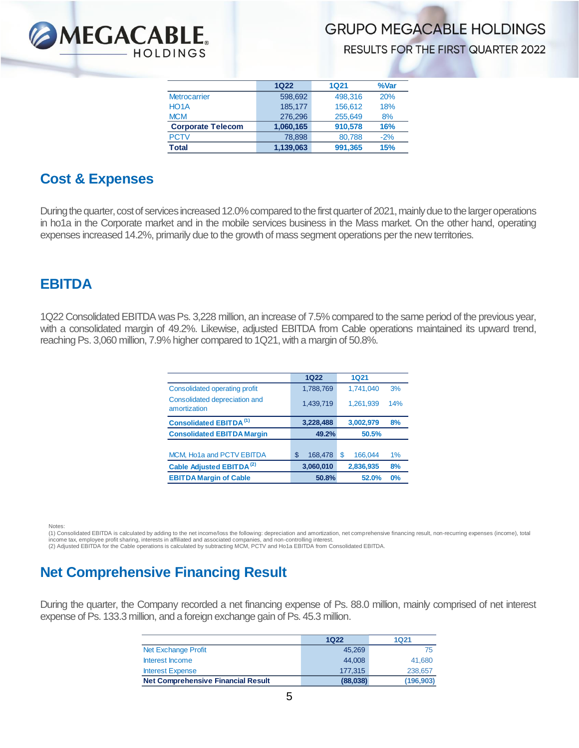| | 1Q22 | 1Q21 | %Var |
|---|---|---|---|
| Metrocarrier | 598,692 | 498,316 | 20% |
| HO1A | 185,177 | 156,612 | 18% |
| MCM | 276,296 | 255,649 | 8% |
| **Corporate Telecom** | **1,060,165** | **910,578** | **16%** |
| PCTV | 78,898 | 80,788 | -2% |
| **Total** | **1,139,063** | **991,365** | **15%** |

## Cost & Expenses

During the quarter, cost of services increased 12.0% compared to the first quarter of 2021, mainly due to the larger operations in ho1a in the Corporate market and in the mobile services business in the Mass market. On the other hand, operating expenses increased 14.2%, primarily due to the growth of mass segment operations per the new territories.

## EBITDA

1Q22 Consolidated EBITDA was Ps. 3,228 million, an increase of 7.5% compared to the same period of the previous year, with a consolidated margin of 49.2%. Likewise, adjusted EBITDA from Cable operations maintained its upward trend, reaching Ps. 3,060 million, 7.9% higher compared to 1Q21, with a margin of 50.8%.

| | 1Q22 | 1Q21 | |
|---|---|---|---|
| Consolidated operating profit | 1,788,769 | 1,741,040 | 3% |
| Consolidated depreciation and amortization | 1,439,719 | 1,261,939 | 14% |
| **Consolidated EBITDA [(1)]** | **3,228,488** | **3,002,979** | **8%** |
| **Consolidated EBITDA Margin** | **49.2%** | **50.5%** | |
| | | | |
| MCM, Ho1a and PCTV EBITDA | $ 168,478 | $ 166,044 | 1% |
| **Cable Adjusted EBITDA [(2)]** | **3,060,010** | **2,836,935** | **8%** |
| **EBITDA Margin of Cable** | **50.8%** | **52.0%** | **0%** |

Notes:
(1) Consolidated EBITDA is calculated by adding to the net income/loss the following: depreciation and amortization, net comprehensive financing result, non-recurring expenses (income), total income tax, employee profit sharing, interests in affiliated and associated companies, and non-controlling interest.
(2) Adjusted EBITDA for the Cable operations is calculated by subtracting MCM, PCTV and Ho1a EBITDA from Consolidated EBITDA.

## Net Comprehensive Financing Result

During the quarter, the Company recorded a net financing expense of Ps. 88.0 million, mainly comprised of net interest expense of Ps. 133.3 million, and a foreign exchange gain of Ps. 45.3 million.

| | 1Q22 | 1Q21 |
|---|---|---|
| Net Exchange Profit | 45,269 | 75 |
| Interest Income | 44,008 | 41,680 |
| Interest Expense | 177,315 | 238,657 |
| **Net Comprehensive Financial Result** | **(88,038)** | **(196,903)** |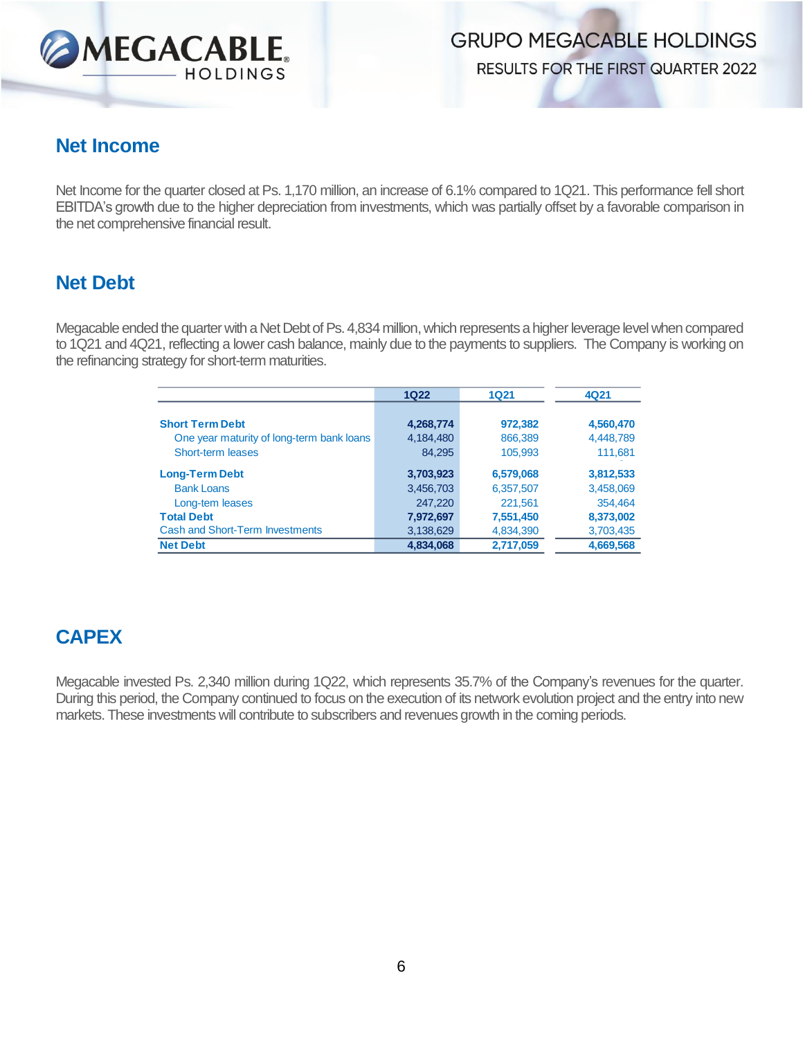## Net Income

Net Income for the quarter closed at Ps. 1,170 million, an increase of 6.1% compared to 1Q21. This performance fell short EBITDA's growth due to the higher depreciation from investments, which was partially offset by a favorable comparison in the net comprehensive financial result.

## Net Debt

Megacable ended the quarter with a Net Debt of Ps. 4,834 million, which represents a higher leverage level when compared to 1Q21 and 4Q21, reflecting a lower cash balance, mainly due to the payments to suppliers. The Company is working on the refinancing strategy for short-term maturities.

| | 1Q22 | 1Q21 | 4Q21 |
|---|---|---|---|
| **Short Term Debt** | **4,268,774** | **972,382** | **4,560,470** |
| One year maturity of long-term bank loans | 4,184,480 | 866,389 | 4,448,789 |
| Short-term leases | 84,295 | 105,993 | 111,681 |
| **Long-Term Debt** | **3,703,923** | **6,579,068** | **3,812,533** |
| Bank Loans | 3,456,703 | 6,357,507 | 3,458,069 |
| Long-tem leases | 247,220 | 221,561 | 354,464 |
| **Total Debt** | **7,972,697** | **7,551,450** | **8,373,002** |
| Cash and Short-Term Investments | 3,138,629 | 4,834,390 | 3,703,435 |
| **Net Debt** | **4,834,068** | **2,717,059** | **4,669,568** |

## CAPEX

Megacable invested Ps. 2,340 million during 1Q22, which represents 35.7% of the Company's revenues for the quarter. During this period, the Company continued to focus on the execution of its network evolution project and the entry into new markets. These investments will contribute to subscribers and revenues growth in the coming periods.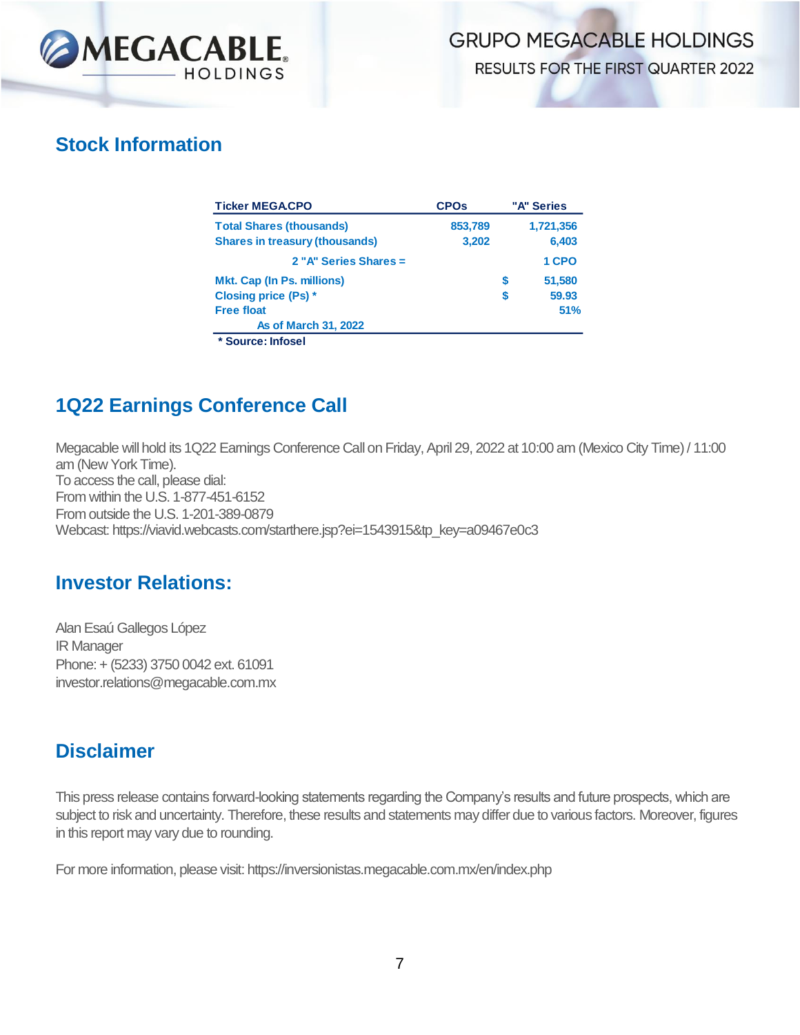## Stock Information

| Ticker MEGA.CPO | CPOs | | "A" Series |
|---|---|---|---|
| Total Shares (thousands) | 853,789 | | 1,721,356 |
| Shares in treasury (thousands) | 3,202 | | 6,403 |
| 2 "A" Series Shares = | | | 1 CPO |
| Mkt. Cap (In Ps. millions) | | $ | 51,580 |
| Closing price (Ps) * | | $ | 59.93 |
| Free float | | | 51% |
| As of March 31, 2022 | | | |

\* Source: Infosel

## 1Q22 Earnings Conference Call

Megacable will hold its 1Q22 Earnings Conference Call on Friday, April 29, 2022 at 10:00 am (Mexico City Time) / 11:00 am (New York Time).
To access the call, please dial:
From within the U.S. 1-877-451-6152
From outside the U.S. 1-201-389-0879
Webcast: https://viavid.webcasts.com/starthere.jsp?ei=1543915&tp_key=a09467e0c3

## Investor Relations:

Alan Esaú Gallegos López
IR Manager
Phone: + (5233) 3750 0042 ext. 61091
investor.relations@megacable.com.mx

## Disclaimer

This press release contains forward-looking statements regarding the Company's results and future prospects, which are subject to risk and uncertainty. Therefore, these results and statements may differ due to various factors. Moreover, figures in this report may vary due to rounding.

For more information, please visit: https://inversionistas.megacable.com.mx/en/index.php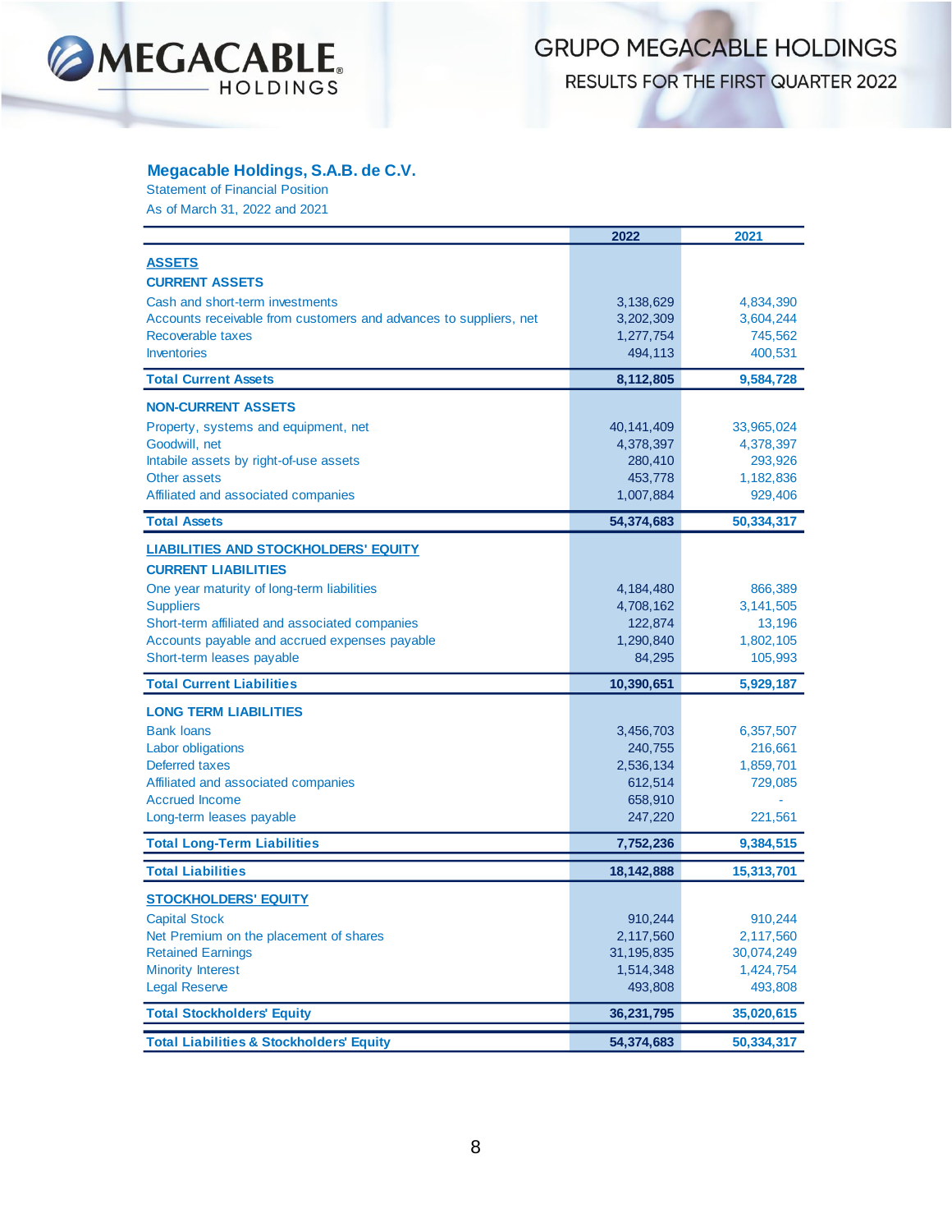## Megacable Holdings, S.A.B. de C.V.

Statement of Financial Position

As of March 31, 2022 and 2021

| | 2022 | 2021 |
|---|---|---|
| **ASSETS** | | |
| **CURRENT ASSETS** | | |
| Cash and short-term investments | 3,138,629 | 4,834,390 |
| Accounts receivable from customers and advances to suppliers, net | 3,202,309 | 3,604,244 |
| Recoverable taxes | 1,277,754 | 745,562 |
| Inventories | 494,113 | 400,531 |
| **Total Current Assets** | **8,112,805** | **9,584,728** |
| **NON-CURRENT ASSETS** | | |
| Property, systems and equipment, net | 40,141,409 | 33,965,024 |
| Goodwill, net | 4,378,397 | 4,378,397 |
| Intabile assets by right-of-use assets | 280,410 | 293,926 |
| Other assets | 453,778 | 1,182,836 |
| Affiliated and associated companies | 1,007,884 | 929,406 |
| **Total Assets** | **54,374,683** | **50,334,317** |
| **LIABILITIES AND STOCKHOLDERS' EQUITY** | | |
| **CURRENT LIABILITIES** | | |
| One year maturity of long-term liabilities | 4,184,480 | 866,389 |
| Suppliers | 4,708,162 | 3,141,505 |
| Short-term affiliated and associated companies | 122,874 | 13,196 |
| Accounts payable and accrued expenses payable | 1,290,840 | 1,802,105 |
| Short-term leases payable | 84,295 | 105,993 |
| **Total Current Liabilities** | **10,390,651** | **5,929,187** |
| **LONG TERM LIABILITIES** | | |
| Bank loans | 3,456,703 | 6,357,507 |
| Labor obligations | 240,755 | 216,661 |
| Deferred taxes | 2,536,134 | 1,859,701 |
| Affiliated and associated companies | 612,514 | 729,085 |
| Accrued Income | 658,910 | - |
| Long-term leases payable | 247,220 | 221,561 |
| **Total Long-Term Liabilities** | **7,752,236** | **9,384,515** |
| **Total Liabilities** | **18,142,888** | **15,313,701** |
| **STOCKHOLDERS' EQUITY** | | |
| Capital Stock | 910,244 | 910,244 |
| Net Premium on the placement of shares | 2,117,560 | 2,117,560 |
| Retained Earnings | 31,195,835 | 30,074,249 |
| Minority Interest | 1,514,348 | 1,424,754 |
| Legal Reserve | 493,808 | 493,808 |
| **Total Stockholders' Equity** | **36,231,795** | **35,020,615** |
| **Total Liabilities & Stockholders' Equity** | **54,374,683** | **50,334,317** |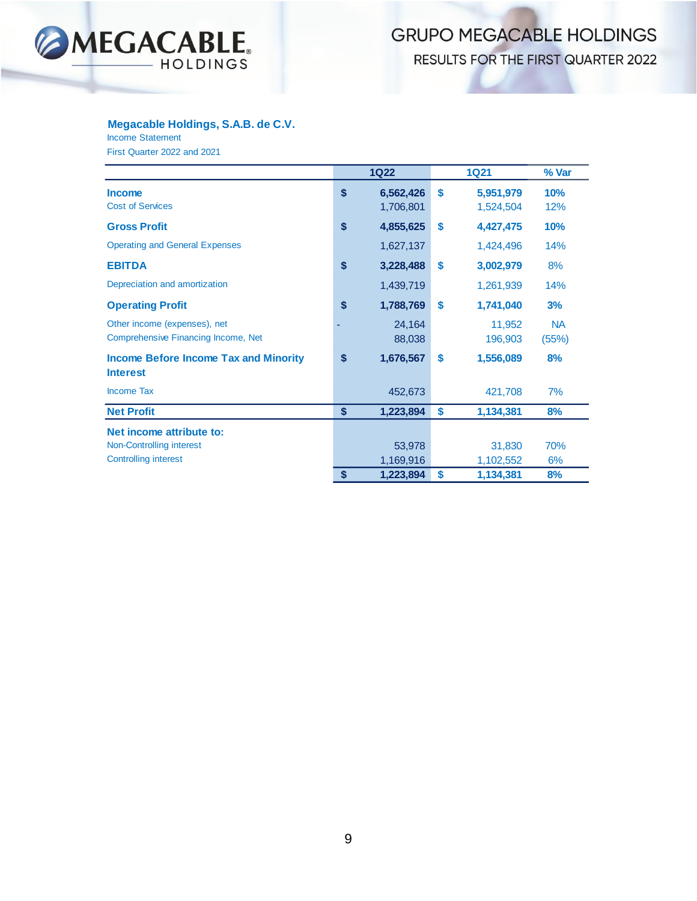**Megacable Holdings, S.A.B. de C.V.**

Income Statement

First Quarter 2022 and 2021

| | | 1Q22 | | 1Q21 | % Var |
|---|---|---|---|---|---|
| **Income** | **$** | **6,562,426** | **$** | **5,951,979** | **10%** |
| Cost of Services | | 1,706,801 | | 1,524,504 | 12% |
| **Gross Profit** | **$** | **4,855,625** | **$** | **4,427,475** | **10%** |
| Operating and General Expenses | | 1,627,137 | | 1,424,496 | 14% |
| **EBITDA** | **$** | **3,228,488** | **$** | **3,002,979** | 8% |
| Depreciation and amortization | | 1,439,719 | | 1,261,939 | 14% |
| **Operating Profit** | **$** | **1,788,769** | **$** | **1,741,040** | **3%** |
| Other income (expenses), net | - | 24,164 | | 11,952 | NA |
| Comprehensive Financing Income, Net | | 88,038 | | 196,903 | (55%) |
| **Income Before Income Tax and Minority Interest** | **$** | **1,676,567** | **$** | **1,556,089** | **8%** |
| Income Tax | | 452,673 | | 421,708 | 7% |
| **Net Profit** | **$** | **1,223,894** | **$** | **1,134,381** | **8%** |
| **Net income attribute to:** | | | | | |
| Non-Controlling interest | | 53,978 | | 31,830 | 70% |
| Controlling interest | | 1,169,916 | | 1,102,552 | 6% |
| | **$** | **1,223,894** | **$** | **1,134,381** | **8%** |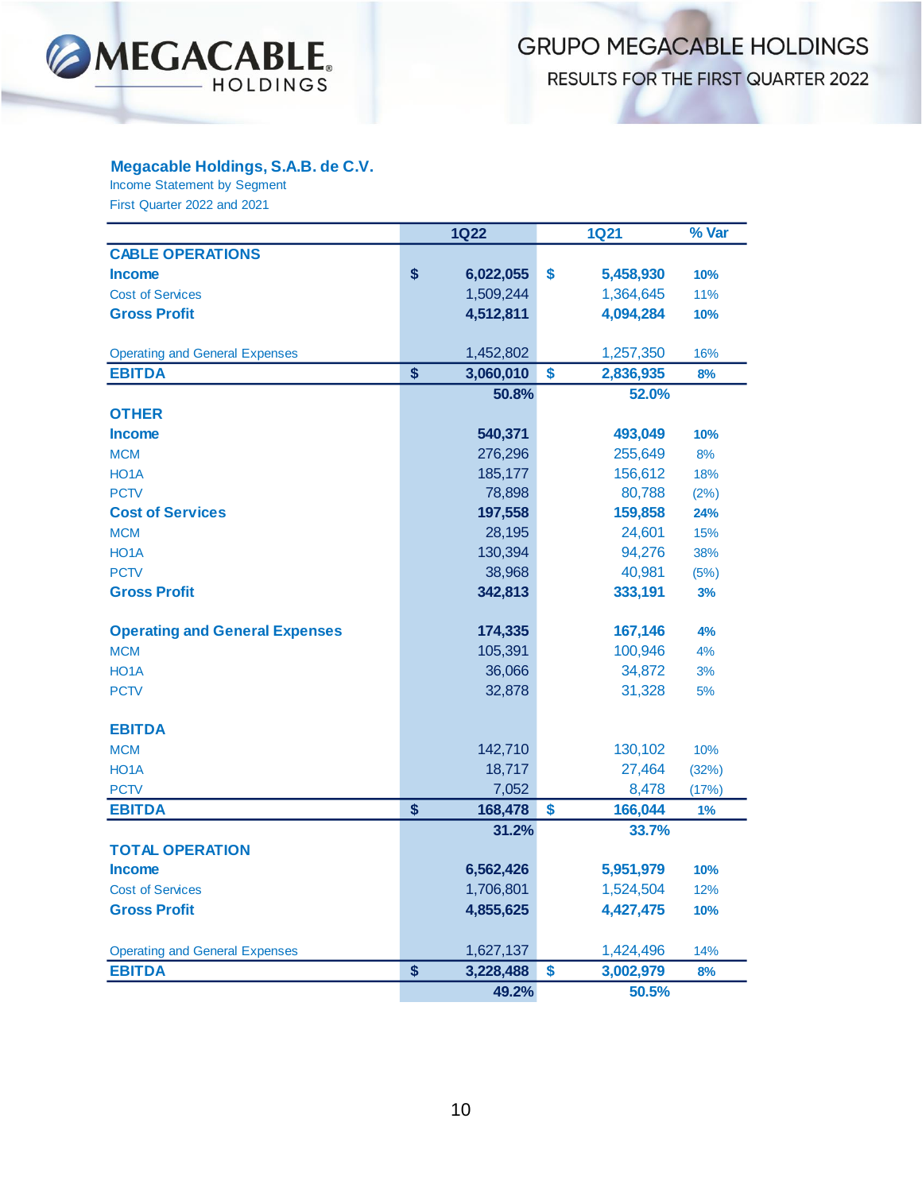**Megacable Holdings, S.A.B. de C.V.**

Income Statement by Segment

First Quarter 2022 and 2021

| | | 1Q22 | | 1Q21 | % Var |
|---|---|---|---|---|---|
| **CABLE OPERATIONS** | | | | | |
| **Income** | **$** | **6,022,055** | **$** | **5,458,930** | **10%** |
| Cost of Services | | 1,509,244 | | 1,364,645 | 11% |
| **Gross Profit** | | **4,512,811** | | **4,094,284** | **10%** |
| | | | | | |
| Operating and General Expenses | | 1,452,802 | | 1,257,350 | 16% |
| **EBITDA** | **$** | **3,060,010** | **$** | **2,836,935** | **8%** |
| | | **50.8%** | | **52.0%** | |
| **OTHER** | | | | | |
| **Income** | | **540,371** | | **493,049** | **10%** |
| MCM | | 276,296 | | 255,649 | 8% |
| HO1A | | 185,177 | | 156,612 | 18% |
| PCTV | | 78,898 | | 80,788 | (2%) |
| **Cost of Services** | | **197,558** | | **159,858** | **24%** |
| MCM | | 28,195 | | 24,601 | 15% |
| HO1A | | 130,394 | | 94,276 | 38% |
| PCTV | | 38,968 | | 40,981 | (5%) |
| **Gross Profit** | | **342,813** | | **333,191** | **3%** |
| | | | | | |
| **Operating and General Expenses** | | **174,335** | | **167,146** | **4%** |
| MCM | | 105,391 | | 100,946 | 4% |
| HO1A | | 36,066 | | 34,872 | 3% |
| PCTV | | 32,878 | | 31,328 | 5% |
| | | | | | |
| **EBITDA** | | | | | |
| MCM | | 142,710 | | 130,102 | 10% |
| HO1A | | 18,717 | | 27,464 | (32%) |
| PCTV | | 7,052 | | 8,478 | (17%) |
| **EBITDA** | **$** | **168,478** | **$** | **166,044** | **1%** |
| | | **31.2%** | | **33.7%** | |
| **TOTAL OPERATION** | | | | | |
| **Income** | | **6,562,426** | | **5,951,979** | **10%** |
| Cost of Services | | 1,706,801 | | 1,524,504 | 12% |
| **Gross Profit** | | **4,855,625** | | **4,427,475** | **10%** |
| | | | | | |
| Operating and General Expenses | | 1,627,137 | | 1,424,496 | 14% |
| **EBITDA** | **$** | **3,228,488** | **$** | **3,002,979** | **8%** |
| | | **49.2%** | | **50.5%** | |